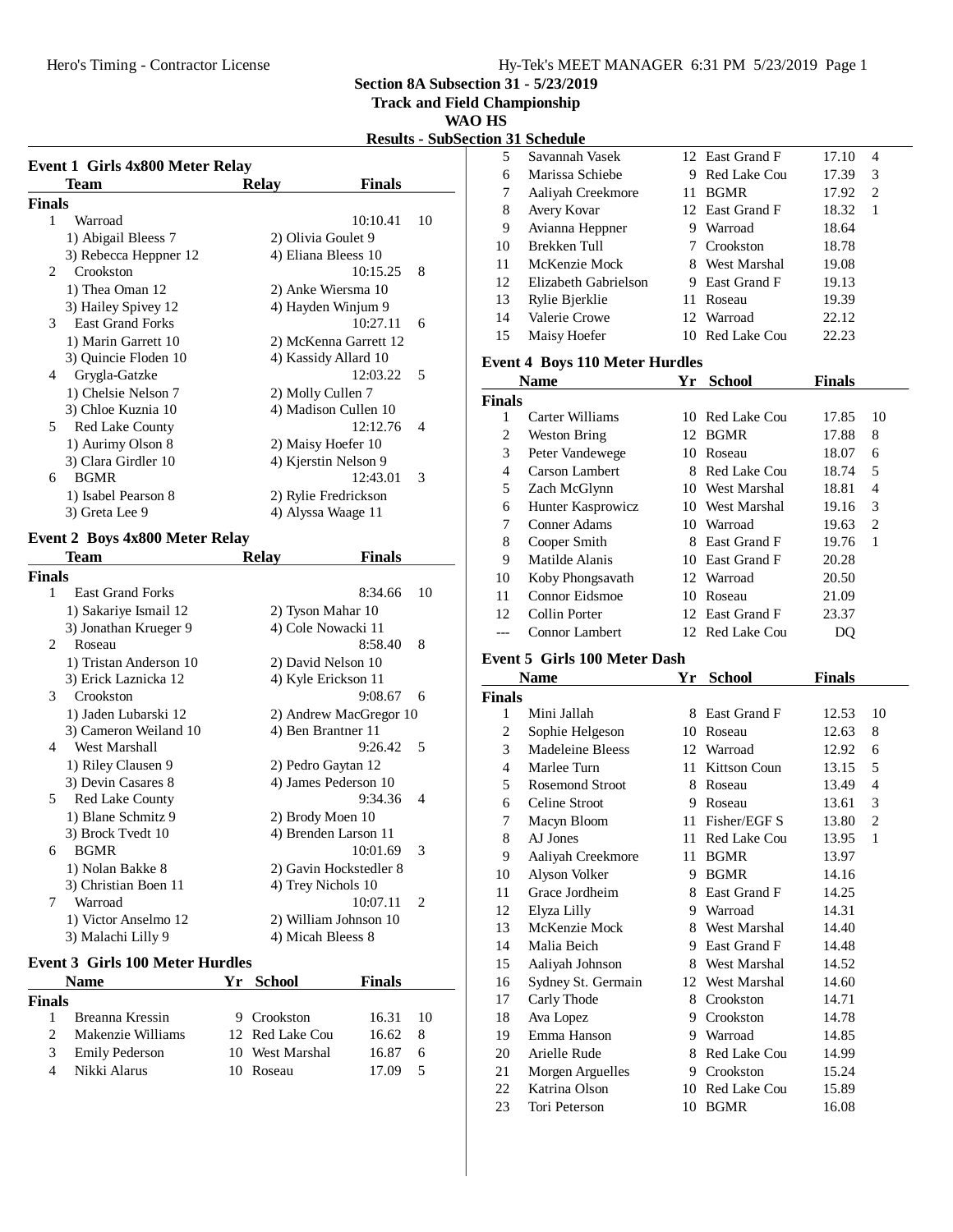# Section 8A Subsection 31 - 5/23/2019
## Track and Field Championship
## WAO HS
### Results - SubSection 31 Schedule

**Event 1 Girls 4x800 Meter Relay**

| | Team | Relay | Finals | |
|---|---|---|---|---|
| **Finals** | | | | |
| 1 | Warroad | | 10:10.41 | 10 |
| | 1) Abigail Bleess 7 | 2) Olivia Goulet 9 | | |
| | 3) Rebecca Heppner 12 | 4) Eliana Bleess 10 | | |
| 2 | Crookston | | 10:15.25 | 8 |
| | 1) Thea Oman 12 | 2) Anke Wiersma 10 | | |
| | 3) Hailey Spivey 12 | 4) Hayden Winjum 9 | | |
| 3 | East Grand Forks | | 10:27.11 | 6 |
| | 1) Marin Garrett 10 | 2) McKenna Garrett 12 | | |
| | 3) Quincie Floden 10 | 4) Kassidy Allard 10 | | |
| 4 | Grygla-Gatzke | | 12:03.22 | 5 |
| | 1) Chelsie Nelson 7 | 2) Molly Cullen 7 | | |
| | 3) Chloe Kuznia 10 | 4) Madison Cullen 10 | | |
| 5 | Red Lake County | | 12:12.76 | 4 |
| | 1) Aurimy Olson 8 | 2) Maisy Hoefer 10 | | |
| | 3) Clara Girdler 10 | 4) Kjerstin Nelson 9 | | |
| 6 | BGMR | | 12:43.01 | 3 |
| | 1) Isabel Pearson 8 | 2) Rylie Fredrickson | | |
| | 3) Greta Lee 9 | 4) Alyssa Waage 11 | | |

**Event 2 Boys 4x800 Meter Relay**

| | Team | Relay | Finals | |
|---|---|---|---|---|
| **Finals** | | | | |
| 1 | East Grand Forks | | 8:34.66 | 10 |
| | 1) Sakariye Ismail 12 | 2) Tyson Mahar 10 | | |
| | 3) Jonathan Krueger 9 | 4) Cole Nowacki 11 | | |
| 2 | Roseau | | 8:58.40 | 8 |
| | 1) Tristan Anderson 10 | 2) David Nelson 10 | | |
| | 3) Erick Laznicka 12 | 4) Kyle Erickson 11 | | |
| 3 | Crookston | | 9:08.67 | 6 |
| | 1) Jaden Lubarski 12 | 2) Andrew MacGregor 10 | | |
| | 3) Cameron Weiland 10 | 4) Ben Brantner 11 | | |
| 4 | West Marshall | | 9:26.42 | 5 |
| | 1) Riley Clausen 9 | 2) Pedro Gaytan 12 | | |
| | 3) Devin Casares 8 | 4) James Pederson 10 | | |
| 5 | Red Lake County | | 9:34.36 | 4 |
| | 1) Blane Schmitz 9 | 2) Brody Moen 10 | | |
| | 3) Brock Tvedt 10 | 4) Brenden Larson 11 | | |
| 6 | BGMR | | 10:01.69 | 3 |
| | 1) Nolan Bakke 8 | 2) Gavin Hockstedler 8 | | |
| | 3) Christian Boen 11 | 4) Trey Nichols 10 | | |
| 7 | Warroad | | 10:07.11 | 2 |
| | 1) Victor Anselmo 12 | 2) William Johnson 10 | | |
| | 3) Malachi Lilly 9 | 4) Micah Bleess 8 | | |

**Event 3 Girls 100 Meter Hurdles**

| | Name | Yr | School | Finals | |
|---|---|---|---|---|---|
| **Finals** | | | | | |
| 1 | Breanna Kressin | 9 | Crookston | 16.31 | 10 |
| 2 | Makenzie Williams | 12 | Red Lake Cou | 16.62 | 8 |
| 3 | Emily Pederson | 10 | West Marshal | 16.87 | 6 |
| 4 | Nikki Alarus | 10 | Roseau | 17.09 | 5 |
| 5 | Savannah Vasek | 12 | East Grand F | 17.10 | 4 |
| 6 | Marissa Schiebe | 9 | Red Lake Cou | 17.39 | 3 |
| 7 | Aaliyah Creekmore | 11 | BGMR | 17.92 | 2 |
| 8 | Avery Kovar | 12 | East Grand F | 18.32 | 1 |
| 9 | Avianna Heppner | 9 | Warroad | 18.64 | |
| 10 | Brekken Tull | 7 | Crookston | 18.78 | |
| 11 | McKenzie Mock | 8 | West Marshal | 19.08 | |
| 12 | Elizabeth Gabrielson | 9 | East Grand F | 19.13 | |
| 13 | Rylie Bjerklie | 11 | Roseau | 19.39 | |
| 14 | Valerie Crowe | 12 | Warroad | 22.12 | |
| 15 | Maisy Hoefer | 10 | Red Lake Cou | 22.23 | |

**Event 4 Boys 110 Meter Hurdles**

| | Name | Yr | School | Finals | |
|---|---|---|---|---|---|
| **Finals** | | | | | |
| 1 | Carter Williams | 10 | Red Lake Cou | 17.85 | 10 |
| 2 | Weston Bring | 12 | BGMR | 17.88 | 8 |
| 3 | Peter Vandewege | 10 | Roseau | 18.07 | 6 |
| 4 | Carson Lambert | 8 | Red Lake Cou | 18.74 | 5 |
| 5 | Zach McGlynn | 10 | West Marshal | 18.81 | 4 |
| 6 | Hunter Kasprowicz | 10 | West Marshal | 19.16 | 3 |
| 7 | Conner Adams | 10 | Warroad | 19.63 | 2 |
| 8 | Cooper Smith | 8 | East Grand F | 19.76 | 1 |
| 9 | Matilde Alanis | 10 | East Grand F | 20.28 | |
| 10 | Koby Phongsavath | 12 | Warroad | 20.50 | |
| 11 | Connor Eidsmoe | 10 | Roseau | 21.09 | |
| 12 | Collin Porter | 12 | East Grand F | 23.37 | |
| --- | Connor Lambert | 12 | Red Lake Cou | DQ | |

**Event 5 Girls 100 Meter Dash**

| | Name | Yr | School | Finals | |
|---|---|---|---|---|---|
| **Finals** | | | | | |
| 1 | Mini Jallah | 8 | East Grand F | 12.53 | 10 |
| 2 | Sophie Helgeson | 10 | Roseau | 12.63 | 8 |
| 3 | Madeleine Bleess | 12 | Warroad | 12.92 | 6 |
| 4 | Marlee Turn | 11 | Kittson Coun | 13.15 | 5 |
| 5 | Rosemond Stroot | 8 | Roseau | 13.49 | 4 |
| 6 | Celine Stroot | 9 | Roseau | 13.61 | 3 |
| 7 | Macyn Bloom | 11 | Fisher/EGF S | 13.80 | 2 |
| 8 | AJ Jones | 11 | Red Lake Cou | 13.95 | 1 |
| 9 | Aaliyah Creekmore | 11 | BGMR | 13.97 | |
| 10 | Alyson Volker | 9 | BGMR | 14.16 | |
| 11 | Grace Jordheim | 8 | East Grand F | 14.25 | |
| 12 | Elyza Lilly | 9 | Warroad | 14.31 | |
| 13 | McKenzie Mock | 8 | West Marshal | 14.40 | |
| 14 | Malia Beich | 9 | East Grand F | 14.48 | |
| 15 | Aaliyah Johnson | 8 | West Marshal | 14.52 | |
| 16 | Sydney St. Germain | 12 | West Marshal | 14.60 | |
| 17 | Carly Thode | 8 | Crookston | 14.71 | |
| 18 | Ava Lopez | 9 | Crookston | 14.78 | |
| 19 | Emma Hanson | 9 | Warroad | 14.85 | |
| 20 | Arielle Rude | 8 | Red Lake Cou | 14.99 | |
| 21 | Morgen Arguelles | 9 | Crookston | 15.24 | |
| 22 | Katrina Olson | 10 | Red Lake Cou | 15.89 | |
| 23 | Tori Peterson | 10 | BGMR | 16.08 | |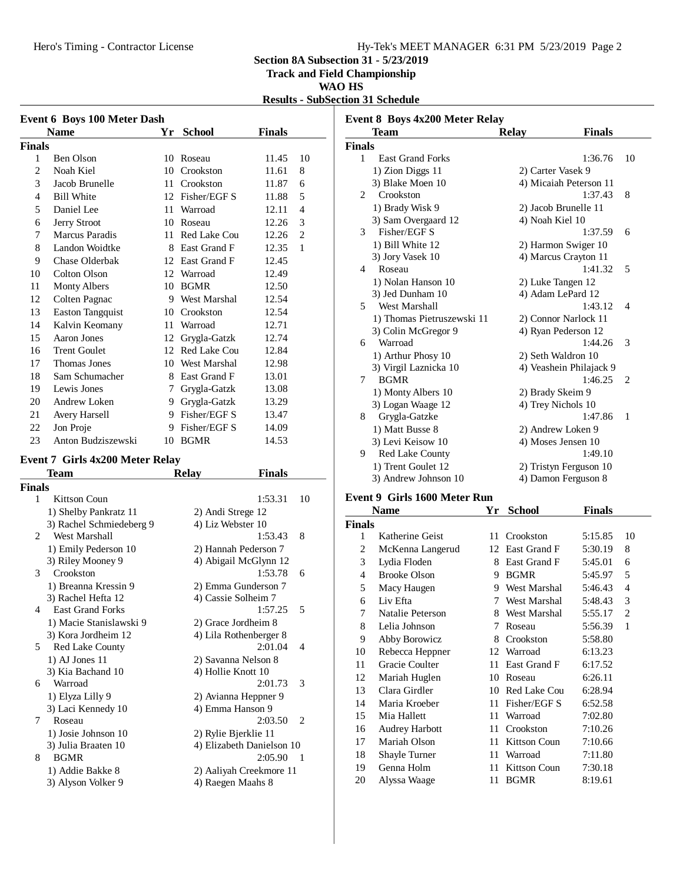## Section 8A Subsection 31 - 5/23/2019
## Track and Field Championship
## WAO HS
## Results - SubSection 31 Schedule

### Event 6 Boys 100 Meter Dash

**Finals**

| Place | Name | Yr | School | Finals | Points |
|---|---|---|---|---|---|
| 1 | Ben Olson | 10 | Roseau | 11.45 | 10 |
| 2 | Noah Kiel | 10 | Crookston | 11.61 | 8 |
| 3 | Jacob Brunelle | 11 | Crookston | 11.87 | 6 |
| 4 | Bill White | 12 | Fisher/EGF S | 11.88 | 5 |
| 5 | Daniel Lee | 11 | Warroad | 12.11 | 4 |
| 6 | Jerry Stroot | 10 | Roseau | 12.26 | 3 |
| 7 | Marcus Paradis | 11 | Red Lake Cou | 12.26 | 2 |
| 8 | Landon Woidtke | 8 | East Grand F | 12.35 | 1 |
| 9 | Chase Olderbak | 12 | East Grand F | 12.45 | |
| 10 | Colton Olson | 12 | Warroad | 12.49 | |
| 11 | Monty Albers | 10 | BGMR | 12.50 | |
| 12 | Colten Pagnac | 9 | West Marshal | 12.54 | |
| 13 | Easton Tangquist | 10 | Crookston | 12.54 | |
| 14 | Kalvin Keomany | 11 | Warroad | 12.71 | |
| 15 | Aaron Jones | 12 | Grygla-Gatzk | 12.74 | |
| 16 | Trent Goulet | 12 | Red Lake Cou | 12.84 | |
| 17 | Thomas Jones | 10 | West Marshal | 12.98 | |
| 18 | Sam Schumacher | 8 | East Grand F | 13.01 | |
| 19 | Lewis Jones | 7 | Grygla-Gatzk | 13.08 | |
| 20 | Andrew Loken | 9 | Grygla-Gatzk | 13.29 | |
| 21 | Avery Harsell | 9 | Fisher/EGF S | 13.47 | |
| 22 | Jon Proje | 9 | Fisher/EGF S | 14.09 | |
| 23 | Anton Budziszewski | 10 | BGMR | 14.53 | |

### Event 7 Girls 4x200 Meter Relay

**Finals**

| Place | Team | Relay | Finals | Points |
|---|---|---|---|---|
| 1 | Kittson Coun | | 1:53.31 | 10 |
| | 1) Shelby Pankratz 11 | 2) Andi Strege 12 | | |
| | 3) Rachel Schmiedeberg 9 | 4) Liz Webster 10 | | |
| 2 | West Marshall | | 1:53.43 | 8 |
| | 1) Emily Pederson 10 | 2) Hannah Pederson 7 | | |
| | 3) Riley Mooney 9 | 4) Abigail McGlynn 12 | | |
| 3 | Crookston | | 1:53.78 | 6 |
| | 1) Breanna Kressin 9 | 2) Emma Gunderson 7 | | |
| | 3) Rachel Hefta 12 | 4) Cassie Solheim 7 | | |
| 4 | East Grand Forks | | 1:57.25 | 5 |
| | 1) Macie Stanislawski 9 | 2) Grace Jordheim 8 | | |
| | 3) Kora Jordheim 12 | 4) Lila Rothenberger 8 | | |
| 5 | Red Lake County | | 2:01.04 | 4 |
| | 1) AJ Jones 11 | 2) Savanna Nelson 8 | | |
| | 3) Kia Bachand 10 | 4) Hollie Knott 10 | | |
| 6 | Warroad | | 2:01.73 | 3 |
| | 1) Elyza Lilly 9 | 2) Avianna Heppner 9 | | |
| | 3) Laci Kennedy 10 | 4) Emma Hanson 9 | | |
| 7 | Roseau | | 2:03.50 | 2 |
| | 1) Josie Johnson 10 | 2) Rylie Bjerklie 11 | | |
| | 3) Julia Braaten 10 | 4) Elizabeth Danielson 10 | | |
| 8 | BGMR | | 2:05.90 | 1 |
| | 1) Addie Bakke 8 | 2) Aaliyah Creekmore 11 | | |
| | 3) Alyson Volker 9 | 4) Raegen Maahs 8 | | |

### Event 8 Boys 4x200 Meter Relay

**Finals**

| Place | Team | Relay | Finals | Points |
|---|---|---|---|---|
| 1 | East Grand Forks | | 1:36.76 | 10 |
| | 1) Zion Diggs 11 | 2) Carter Vasek 9 | | |
| | 3) Blake Moen 10 | 4) Micaiah Peterson 11 | | |
| 2 | Crookston | | 1:37.43 | 8 |
| | 1) Brady Wisk 9 | 2) Jacob Brunelle 11 | | |
| | 3) Sam Overgaard 12 | 4) Noah Kiel 10 | | |
| 3 | Fisher/EGF S | | 1:37.59 | 6 |
| | 1) Bill White 12 | 2) Harmon Swiger 10 | | |
| | 3) Jory Vasek 10 | 4) Marcus Crayton 11 | | |
| 4 | Roseau | | 1:41.32 | 5 |
| | 1) Nolan Hanson 10 | 2) Luke Tangen 12 | | |
| | 3) Jed Dunham 10 | 4) Adam LePard 12 | | |
| 5 | West Marshall | | 1:43.12 | 4 |
| | 1) Thomas Pietruszewski 11 | 2) Connor Narlock 11 | | |
| | 3) Colin McGregor 9 | 4) Ryan Pederson 12 | | |
| 6 | Warroad | | 1:44.26 | 3 |
| | 1) Arthur Phosy 10 | 2) Seth Waldron 10 | | |
| | 3) Virgil Laznicka 10 | 4) Veashein Philajack 9 | | |
| 7 | BGMR | | 1:46.25 | 2 |
| | 1) Monty Albers 10 | 2) Brady Skeim 9 | | |
| | 3) Logan Waage 12 | 4) Trey Nichols 10 | | |
| 8 | Grygla-Gatzke | | 1:47.86 | 1 |
| | 1) Matt Busse 8 | 2) Andrew Loken 9 | | |
| | 3) Levi Keisow 10 | 4) Moses Jensen 10 | | |
| 9 | Red Lake County | | 1:49.10 | |
| | 1) Trent Goulet 12 | 2) Tristyn Ferguson 10 | | |
| | 3) Andrew Johnson 10 | 4) Damon Ferguson 8 | | |

### Event 9 Girls 1600 Meter Run

**Finals**

| Place | Name | Yr | School | Finals | Points |
|---|---|---|---|---|---|
| 1 | Katherine Geist | 11 | Crookston | 5:15.85 | 10 |
| 2 | McKenna Langerud | 12 | East Grand F | 5:30.19 | 8 |
| 3 | Lydia Floden | 8 | East Grand F | 5:45.01 | 6 |
| 4 | Brooke Olson | 9 | BGMR | 5:45.97 | 5 |
| 5 | Macy Haugen | 9 | West Marshal | 5:46.43 | 4 |
| 6 | Liv Efta | 7 | West Marshal | 5:48.43 | 3 |
| 7 | Natalie Peterson | 8 | West Marshal | 5:55.17 | 2 |
| 8 | Lelia Johnson | 7 | Roseau | 5:56.39 | 1 |
| 9 | Abby Borowicz | 8 | Crookston | 5:58.80 | |
| 10 | Rebecca Heppner | 12 | Warroad | 6:13.23 | |
| 11 | Gracie Coulter | 11 | East Grand F | 6:17.52 | |
| 12 | Mariah Huglen | 10 | Roseau | 6:26.11 | |
| 13 | Clara Girdler | 10 | Red Lake Cou | 6:28.94 | |
| 14 | Maria Kroeber | 11 | Fisher/EGF S | 6:52.58 | |
| 15 | Mia Hallett | 11 | Warroad | 7:02.80 | |
| 16 | Audrey Harbott | 11 | Crookston | 7:10.26 | |
| 17 | Mariah Olson | 11 | Kittson Coun | 7:10.66 | |
| 18 | Shayle Turner | 11 | Warroad | 7:11.80 | |
| 19 | Genna Holm | 11 | Kittson Coun | 7:30.18 | |
| 20 | Alyssa Waage | 11 | BGMR | 8:19.61 | |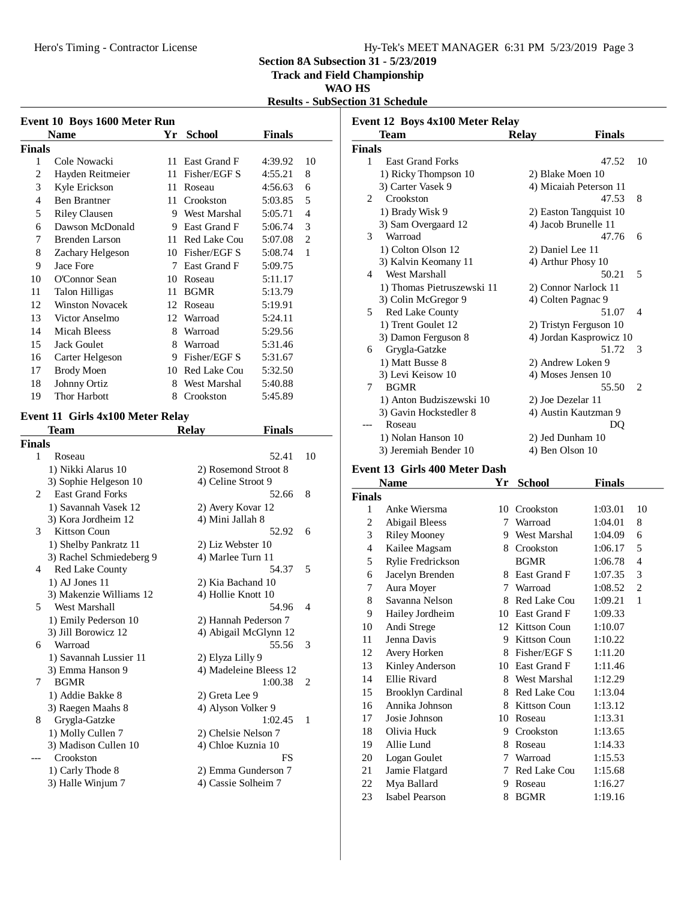# Section 8A Subsection 31 - 5/23/2019

## Track and Field Championship

## WAO HS

## Results - SubSection 31 Schedule

### Event 10 Boys 1600 Meter Run

**Finals**

| | Name | Yr | School | Finals | |
|---|---|---|---|---|---|
| 1 | Cole Nowacki | 11 | East Grand F | 4:39.92 | 10 |
| 2 | Hayden Reitmeier | 11 | Fisher/EGF S | 4:55.21 | 8 |
| 3 | Kyle Erickson | 11 | Roseau | 4:56.63 | 6 |
| 4 | Ben Brantner | 11 | Crookston | 5:03.85 | 5 |
| 5 | Riley Clausen | 9 | West Marshal | 5:05.71 | 4 |
| 6 | Dawson McDonald | 9 | East Grand F | 5:06.74 | 3 |
| 7 | Brenden Larson | 11 | Red Lake Cou | 5:07.08 | 2 |
| 8 | Zachary Helgeson | 10 | Fisher/EGF S | 5:08.74 | 1 |
| 9 | Jace Fore | 7 | East Grand F | 5:09.75 | |
| 10 | O'Connor Sean | 10 | Roseau | 5:11.17 | |
| 11 | Talon Hilligas | 11 | BGMR | 5:13.79 | |
| 12 | Winston Novacek | 12 | Roseau | 5:19.91 | |
| 13 | Victor Anselmo | 12 | Warroad | 5:24.11 | |
| 14 | Micah Bleess | 8 | Warroad | 5:29.56 | |
| 15 | Jack Goulet | 8 | Warroad | 5:31.46 | |
| 16 | Carter Helgeson | 9 | Fisher/EGF S | 5:31.67 | |
| 17 | Brody Moen | 10 | Red Lake Cou | 5:32.50 | |
| 18 | Johnny Ortiz | 8 | West Marshal | 5:40.88 | |
| 19 | Thor Harbott | 8 | Crookston | 5:45.89 | |

### Event 11 Girls 4x100 Meter Relay

**Finals**

| | Team | Relay | Finals | |
|---|---|---|---|---|
| 1 | Roseau | | 52.41 | 10 |
| | 1) Nikki Alarus 10 | 2) Rosemond Stroot 8 | | |
| | 3) Sophie Helgeson 10 | 4) Celine Stroot 9 | | |
| 2 | East Grand Forks | | 52.66 | 8 |
| | 1) Savannah Vasek 12 | 2) Avery Kovar 12 | | |
| | 3) Kora Jordheim 12 | 4) Mini Jallah 8 | | |
| 3 | Kittson Coun | | 52.92 | 6 |
| | 1) Shelby Pankratz 11 | 2) Liz Webster 10 | | |
| | 3) Rachel Schmiedeberg 9 | 4) Marlee Turn 11 | | |
| 4 | Red Lake County | | 54.37 | 5 |
| | 1) AJ Jones 11 | 2) Kia Bachand 10 | | |
| | 3) Makenzie Williams 12 | 4) Hollie Knott 10 | | |
| 5 | West Marshall | | 54.96 | 4 |
| | 1) Emily Pederson 10 | 2) Hannah Pederson 7 | | |
| | 3) Jill Borowicz 12 | 4) Abigail McGlynn 12 | | |
| 6 | Warroad | | 55.56 | 3 |
| | 1) Savannah Lussier 11 | 2) Elyza Lilly 9 | | |
| | 3) Emma Hanson 9 | 4) Madeleine Bleess 12 | | |
| 7 | BGMR | | 1:00.38 | 2 |
| | 1) Addie Bakke 8 | 2) Greta Lee 9 | | |
| | 3) Raegen Maahs 8 | 4) Alyson Volker 9 | | |
| 8 | Grygla-Gatzke | | 1:02.45 | 1 |
| | 1) Molly Cullen 7 | 2) Chelsie Nelson 7 | | |
| | 3) Madison Cullen 10 | 4) Chloe Kuznia 10 | | |
| --- | Crookston | | FS | |
| | 1) Carly Thode 8 | 2) Emma Gunderson 7 | | |
| | 3) Halle Winjum 7 | 4) Cassie Solheim 7 | | |

### Event 12 Boys 4x100 Meter Relay

**Finals**

| | Team | Relay | Finals | |
|---|---|---|---|---|
| 1 | East Grand Forks | | 47.52 | 10 |
| | 1) Ricky Thompson 10 | 2) Blake Moen 10 | | |
| | 3) Carter Vasek 9 | 4) Micaiah Peterson 11 | | |
| 2 | Crookston | | 47.53 | 8 |
| | 1) Brady Wisk 9 | 2) Easton Tangquist 10 | | |
| | 3) Sam Overgaard 12 | 4) Jacob Brunelle 11 | | |
| 3 | Warroad | | 47.76 | 6 |
| | 1) Colton Olson 12 | 2) Daniel Lee 11 | | |
| | 3) Kalvin Keomany 11 | 4) Arthur Phosy 10 | | |
| 4 | West Marshall | | 50.21 | 5 |
| | 1) Thomas Pietruszewski 11 | 2) Connor Narlock 11 | | |
| | 3) Colin McGregor 9 | 4) Colten Pagnac 9 | | |
| 5 | Red Lake County | | 51.07 | 4 |
| | 1) Trent Goulet 12 | 2) Tristyn Ferguson 10 | | |
| | 3) Damon Ferguson 8 | 4) Jordan Kasprowicz 10 | | |
| 6 | Grygla-Gatzke | | 51.72 | 3 |
| | 1) Matt Busse 8 | 2) Andrew Loken 9 | | |
| | 3) Levi Keisow 10 | 4) Moses Jensen 10 | | |
| 7 | BGMR | | 55.50 | 2 |
| | 1) Anton Budziszewski 10 | 2) Joe Dezelar 11 | | |
| | 3) Gavin Hockstedler 8 | 4) Austin Kautzman 9 | | |
| --- | Roseau | | DQ | |
| | 1) Nolan Hanson 10 | 2) Jed Dunham 10 | | |
| | 3) Jeremiah Bender 10 | 4) Ben Olson 10 | | |

### Event 13 Girls 400 Meter Dash

**Finals**

| | Name | Yr | School | Finals | |
|---|---|---|---|---|---|
| 1 | Anke Wiersma | 10 | Crookston | 1:03.01 | 10 |
| 2 | Abigail Bleess | 7 | Warroad | 1:04.01 | 8 |
| 3 | Riley Mooney | 9 | West Marshal | 1:04.09 | 6 |
| 4 | Kailee Magsam | 8 | Crookston | 1:06.17 | 5 |
| 5 | Rylie Fredrickson | | BGMR | 1:06.78 | 4 |
| 6 | Jacelyn Brenden | 8 | East Grand F | 1:07.35 | 3 |
| 7 | Aura Moyer | 7 | Warroad | 1:08.52 | 2 |
| 8 | Savanna Nelson | 8 | Red Lake Cou | 1:09.21 | 1 |
| 9 | Hailey Jordheim | 10 | East Grand F | 1:09.33 | |
| 10 | Andi Strege | 12 | Kittson Coun | 1:10.07 | |
| 11 | Jenna Davis | 9 | Kittson Coun | 1:10.22 | |
| 12 | Avery Horken | 8 | Fisher/EGF S | 1:11.20 | |
| 13 | Kinley Anderson | 10 | East Grand F | 1:11.46 | |
| 14 | Ellie Rivard | 8 | West Marshal | 1:12.29 | |
| 15 | Brooklyn Cardinal | 8 | Red Lake Cou | 1:13.04 | |
| 16 | Annika Johnson | 8 | Kittson Coun | 1:13.12 | |
| 17 | Josie Johnson | 10 | Roseau | 1:13.31 | |
| 18 | Olivia Huck | 9 | Crookston | 1:13.65 | |
| 19 | Allie Lund | 8 | Roseau | 1:14.33 | |
| 20 | Logan Goulet | 7 | Warroad | 1:15.53 | |
| 21 | Jamie Flatgard | 7 | Red Lake Cou | 1:15.68 | |
| 22 | Mya Ballard | 9 | Roseau | 1:16.27 | |
| 23 | Isabel Pearson | 8 | BGMR | 1:19.16 | |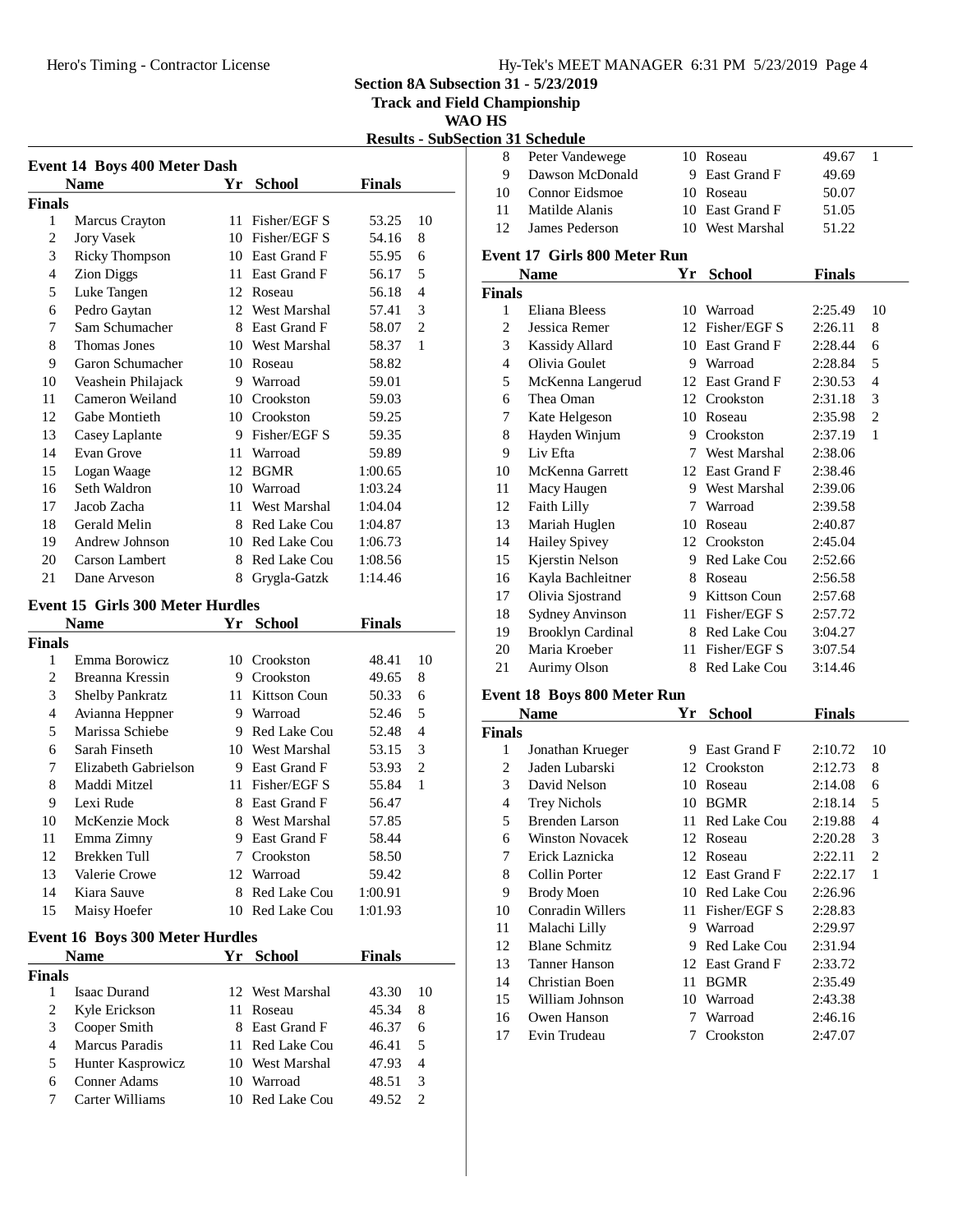Section 8A Subsection 31 - 5/23/2019
Track and Field Championship
WAO HS
Results - SubSection 31 Schedule

### Event 14 Boys 400 Meter Dash

| | Name | Yr | School | Finals | |
|---|---|---|---|---|---|
| **Finals** | | | | | |
| 1 | Marcus Crayton | 11 | Fisher/EGF S | 53.25 | 10 |
| 2 | Jory Vasek | 10 | Fisher/EGF S | 54.16 | 8 |
| 3 | Ricky Thompson | 10 | East Grand F | 55.95 | 6 |
| 4 | Zion Diggs | 11 | East Grand F | 56.17 | 5 |
| 5 | Luke Tangen | 12 | Roseau | 56.18 | 4 |
| 6 | Pedro Gaytan | 12 | West Marshal | 57.41 | 3 |
| 7 | Sam Schumacher | 8 | East Grand F | 58.07 | 2 |
| 8 | Thomas Jones | 10 | West Marshal | 58.37 | 1 |
| 9 | Garon Schumacher | 10 | Roseau | 58.82 | |
| 10 | Veashein Philajack | 9 | Warroad | 59.01 | |
| 11 | Cameron Weiland | 10 | Crookston | 59.03 | |
| 12 | Gabe Montieth | 10 | Crookston | 59.25 | |
| 13 | Casey Laplante | 9 | Fisher/EGF S | 59.35 | |
| 14 | Evan Grove | 11 | Warroad | 59.89 | |
| 15 | Logan Waage | 12 | BGMR | 1:00.65 | |
| 16 | Seth Waldron | 10 | Warroad | 1:03.24 | |
| 17 | Jacob Zacha | 11 | West Marshal | 1:04.04 | |
| 18 | Gerald Melin | 8 | Red Lake Cou | 1:04.87 | |
| 19 | Andrew Johnson | 10 | Red Lake Cou | 1:06.73 | |
| 20 | Carson Lambert | 8 | Red Lake Cou | 1:08.56 | |
| 21 | Dane Arveson | 8 | Grygla-Gatzk | 1:14.46 | |

### Event 15 Girls 300 Meter Hurdles

| | Name | Yr | School | Finals | |
|---|---|---|---|---|---|
| **Finals** | | | | | |
| 1 | Emma Borowicz | 10 | Crookston | 48.41 | 10 |
| 2 | Breanna Kressin | 9 | Crookston | 49.65 | 8 |
| 3 | Shelby Pankratz | 11 | Kittson Coun | 50.33 | 6 |
| 4 | Avianna Heppner | 9 | Warroad | 52.46 | 5 |
| 5 | Marissa Schiebe | 9 | Red Lake Cou | 52.48 | 4 |
| 6 | Sarah Finseth | 10 | West Marshal | 53.15 | 3 |
| 7 | Elizabeth Gabrielson | 9 | East Grand F | 53.93 | 2 |
| 8 | Maddi Mitzel | 11 | Fisher/EGF S | 55.84 | 1 |
| 9 | Lexi Rude | 8 | East Grand F | 56.47 | |
| 10 | McKenzie Mock | 8 | West Marshal | 57.85 | |
| 11 | Emma Zimny | 9 | East Grand F | 58.44 | |
| 12 | Brekken Tull | 7 | Crookston | 58.50 | |
| 13 | Valerie Crowe | 12 | Warroad | 59.42 | |
| 14 | Kiara Sauve | 8 | Red Lake Cou | 1:00.91 | |
| 15 | Maisy Hoefer | 10 | Red Lake Cou | 1:01.93 | |

### Event 16 Boys 300 Meter Hurdles

| | Name | Yr | School | Finals | |
|---|---|---|---|---|---|
| **Finals** | | | | | |
| 1 | Isaac Durand | 12 | West Marshal | 43.30 | 10 |
| 2 | Kyle Erickson | 11 | Roseau | 45.34 | 8 |
| 3 | Cooper Smith | 8 | East Grand F | 46.37 | 6 |
| 4 | Marcus Paradis | 11 | Red Lake Cou | 46.41 | 5 |
| 5 | Hunter Kasprowicz | 10 | West Marshal | 47.93 | 4 |
| 6 | Conner Adams | 10 | Warroad | 48.51 | 3 |
| 7 | Carter Williams | 10 | Red Lake Cou | 49.52 | 2 |
| 8 | Peter Vandewege | 10 | Roseau | 49.67 | 1 |
| 9 | Dawson McDonald | 9 | East Grand F | 49.69 | |
| 10 | Connor Eidsmoe | 10 | Roseau | 50.07 | |
| 11 | Matilde Alanis | 10 | East Grand F | 51.05 | |
| 12 | James Pederson | 10 | West Marshal | 51.22 | |

### Event 17 Girls 800 Meter Run

| | Name | Yr | School | Finals | |
|---|---|---|---|---|---|
| **Finals** | | | | | |
| 1 | Eliana Bleess | 10 | Warroad | 2:25.49 | 10 |
| 2 | Jessica Remer | 12 | Fisher/EGF S | 2:26.11 | 8 |
| 3 | Kassidy Allard | 10 | East Grand F | 2:28.44 | 6 |
| 4 | Olivia Goulet | 9 | Warroad | 2:28.84 | 5 |
| 5 | McKenna Langerud | 12 | East Grand F | 2:30.53 | 4 |
| 6 | Thea Oman | 12 | Crookston | 2:31.18 | 3 |
| 7 | Kate Helgeson | 10 | Roseau | 2:35.98 | 2 |
| 8 | Hayden Winjum | 9 | Crookston | 2:37.19 | 1 |
| 9 | Liv Efta | 7 | West Marshal | 2:38.06 | |
| 10 | McKenna Garrett | 12 | East Grand F | 2:38.46 | |
| 11 | Macy Haugen | 9 | West Marshal | 2:39.06 | |
| 12 | Faith Lilly | 7 | Warroad | 2:39.58 | |
| 13 | Mariah Huglen | 10 | Roseau | 2:40.87 | |
| 14 | Hailey Spivey | 12 | Crookston | 2:45.04 | |
| 15 | Kjerstin Nelson | 9 | Red Lake Cou | 2:52.66 | |
| 16 | Kayla Bachleitner | 8 | Roseau | 2:56.58 | |
| 17 | Olivia Sjostrand | 9 | Kittson Coun | 2:57.68 | |
| 18 | Sydney Anvinson | 11 | Fisher/EGF S | 2:57.72 | |
| 19 | Brooklyn Cardinal | 8 | Red Lake Cou | 3:04.27 | |
| 20 | Maria Kroeber | 11 | Fisher/EGF S | 3:07.54 | |
| 21 | Aurimy Olson | 8 | Red Lake Cou | 3:14.46 | |

### Event 18 Boys 800 Meter Run

| | Name | Yr | School | Finals | |
|---|---|---|---|---|---|
| **Finals** | | | | | |
| 1 | Jonathan Krueger | 9 | East Grand F | 2:10.72 | 10 |
| 2 | Jaden Lubarski | 12 | Crookston | 2:12.73 | 8 |
| 3 | David Nelson | 10 | Roseau | 2:14.08 | 6 |
| 4 | Trey Nichols | 10 | BGMR | 2:18.14 | 5 |
| 5 | Brenden Larson | 11 | Red Lake Cou | 2:19.88 | 4 |
| 6 | Winston Novacek | 12 | Roseau | 2:20.28 | 3 |
| 7 | Erick Laznicka | 12 | Roseau | 2:22.11 | 2 |
| 8 | Collin Porter | 12 | East Grand F | 2:22.17 | 1 |
| 9 | Brody Moen | 10 | Red Lake Cou | 2:26.96 | |
| 10 | Conradin Willers | 11 | Fisher/EGF S | 2:28.83 | |
| 11 | Malachi Lilly | 9 | Warroad | 2:29.97 | |
| 12 | Blane Schmitz | 9 | Red Lake Cou | 2:31.94 | |
| 13 | Tanner Hanson | 12 | East Grand F | 2:33.72 | |
| 14 | Christian Boen | 11 | BGMR | 2:35.49 | |
| 15 | William Johnson | 10 | Warroad | 2:43.38 | |
| 16 | Owen Hanson | 7 | Warroad | 2:46.16 | |
| 17 | Evin Trudeau | 7 | Crookston | 2:47.07 | |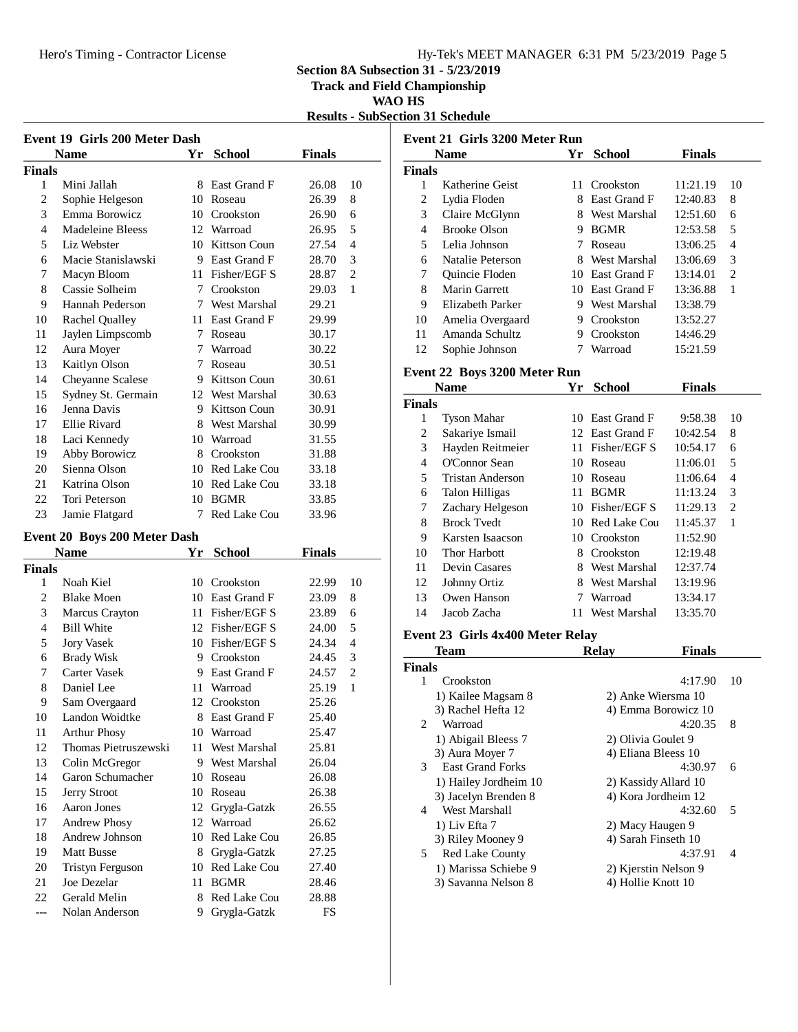## Section 8A Subsection 31 - 5/23/2019

### Track and Field Championship

### WAO HS

### Results - SubSection 31 Schedule

#### Event 19 Girls 200 Meter Dash

| | Name | Yr | School | Finals | |
|---|---|---|---|---|---|
| **Finals** | | | | | |
| 1 | Mini Jallah | 8 | East Grand F | 26.08 | 10 |
| 2 | Sophie Helgeson | 10 | Roseau | 26.39 | 8 |
| 3 | Emma Borowicz | 10 | Crookston | 26.90 | 6 |
| 4 | Madeleine Bleess | 12 | Warroad | 26.95 | 5 |
| 5 | Liz Webster | 10 | Kittson Coun | 27.54 | 4 |
| 6 | Macie Stanislawski | 9 | East Grand F | 28.70 | 3 |
| 7 | Macyn Bloom | 11 | Fisher/EGF S | 28.87 | 2 |
| 8 | Cassie Solheim | 7 | Crookston | 29.03 | 1 |
| 9 | Hannah Pederson | 7 | West Marshal | 29.21 | |
| 10 | Rachel Qualley | 11 | East Grand F | 29.99 | |
| 11 | Jaylen Limpscomb | 7 | Roseau | 30.17 | |
| 12 | Aura Moyer | 7 | Warroad | 30.22 | |
| 13 | Kaitlyn Olson | 7 | Roseau | 30.51 | |
| 14 | Cheyanne Scalese | 9 | Kittson Coun | 30.61 | |
| 15 | Sydney St. Germain | 12 | West Marshal | 30.63 | |
| 16 | Jenna Davis | 9 | Kittson Coun | 30.91 | |
| 17 | Ellie Rivard | 8 | West Marshal | 30.99 | |
| 18 | Laci Kennedy | 10 | Warroad | 31.55 | |
| 19 | Abby Borowicz | 8 | Crookston | 31.88 | |
| 20 | Sienna Olson | 10 | Red Lake Cou | 33.18 | |
| 21 | Katrina Olson | 10 | Red Lake Cou | 33.18 | |
| 22 | Tori Peterson | 10 | BGMR | 33.85 | |
| 23 | Jamie Flatgard | 7 | Red Lake Cou | 33.96 | |

#### Event 20 Boys 200 Meter Dash

| | Name | Yr | School | Finals | |
|---|---|---|---|---|---|
| **Finals** | | | | | |
| 1 | Noah Kiel | 10 | Crookston | 22.99 | 10 |
| 2 | Blake Moen | 10 | East Grand F | 23.09 | 8 |
| 3 | Marcus Crayton | 11 | Fisher/EGF S | 23.89 | 6 |
| 4 | Bill White | 12 | Fisher/EGF S | 24.00 | 5 |
| 5 | Jory Vasek | 10 | Fisher/EGF S | 24.34 | 4 |
| 6 | Brady Wisk | 9 | Crookston | 24.45 | 3 |
| 7 | Carter Vasek | 9 | East Grand F | 24.57 | 2 |
| 8 | Daniel Lee | 11 | Warroad | 25.19 | 1 |
| 9 | Sam Overgaard | 12 | Crookston | 25.26 | |
| 10 | Landon Woidtke | 8 | East Grand F | 25.40 | |
| 11 | Arthur Phosy | 10 | Warroad | 25.47 | |
| 12 | Thomas Pietruszewski | 11 | West Marshal | 25.81 | |
| 13 | Colin McGregor | 9 | West Marshal | 26.04 | |
| 14 | Garon Schumacher | 10 | Roseau | 26.08 | |
| 15 | Jerry Stroot | 10 | Roseau | 26.38 | |
| 16 | Aaron Jones | 12 | Grygla-Gatzk | 26.55 | |
| 17 | Andrew Phosy | 12 | Warroad | 26.62 | |
| 18 | Andrew Johnson | 10 | Red Lake Cou | 26.85 | |
| 19 | Matt Busse | 8 | Grygla-Gatzk | 27.25 | |
| 20 | Tristyn Ferguson | 10 | Red Lake Cou | 27.40 | |
| 21 | Joe Dezelar | 11 | BGMR | 28.46 | |
| 22 | Gerald Melin | 8 | Red Lake Cou | 28.88 | |
| --- | Nolan Anderson | 9 | Grygla-Gatzk | FS | |

#### Event 21 Girls 3200 Meter Run

| | Name | Yr | School | Finals | |
|---|---|---|---|---|---|
| **Finals** | | | | | |
| 1 | Katherine Geist | 11 | Crookston | 11:21.19 | 10 |
| 2 | Lydia Floden | 8 | East Grand F | 12:40.83 | 8 |
| 3 | Claire McGlynn | 8 | West Marshal | 12:51.60 | 6 |
| 4 | Brooke Olson | 9 | BGMR | 12:53.58 | 5 |
| 5 | Lelia Johnson | 7 | Roseau | 13:06.25 | 4 |
| 6 | Natalie Peterson | 8 | West Marshal | 13:06.69 | 3 |
| 7 | Quincie Floden | 10 | East Grand F | 13:14.01 | 2 |
| 8 | Marin Garrett | 10 | East Grand F | 13:36.88 | 1 |
| 9 | Elizabeth Parker | 9 | West Marshal | 13:38.79 | |
| 10 | Amelia Overgaard | 9 | Crookston | 13:52.27 | |
| 11 | Amanda Schultz | 9 | Crookston | 14:46.29 | |
| 12 | Sophie Johnson | 7 | Warroad | 15:21.59 | |

#### Event 22 Boys 3200 Meter Run

| | Name | Yr | School | Finals | |
|---|---|---|---|---|---|
| **Finals** | | | | | |
| 1 | Tyson Mahar | 10 | East Grand F | 9:58.38 | 10 |
| 2 | Sakariye Ismail | 12 | East Grand F | 10:42.54 | 8 |
| 3 | Hayden Reitmeier | 11 | Fisher/EGF S | 10:54.17 | 6 |
| 4 | O'Connor Sean | 10 | Roseau | 11:06.01 | 5 |
| 5 | Tristan Anderson | 10 | Roseau | 11:06.64 | 4 |
| 6 | Talon Hilligas | 11 | BGMR | 11:13.24 | 3 |
| 7 | Zachary Helgeson | 10 | Fisher/EGF S | 11:29.13 | 2 |
| 8 | Brock Tvedt | 10 | Red Lake Cou | 11:45.37 | 1 |
| 9 | Karsten Isaacson | 10 | Crookston | 11:52.90 | |
| 10 | Thor Harbott | 8 | Crookston | 12:19.48 | |
| 11 | Devin Casares | 8 | West Marshal | 12:37.74 | |
| 12 | Johnny Ortiz | 8 | West Marshal | 13:19.96 | |
| 13 | Owen Hanson | 7 | Warroad | 13:34.17 | |
| 14 | Jacob Zacha | 11 | West Marshal | 13:35.70 | |

#### Event 23 Girls 4x400 Meter Relay

| | Team | Relay | Finals | |
|---|---|---|---|---|
| **Finals** | | | | |
| 1 | Crookston | | 4:17.90 | 10 |
| | 1) Kailee Magsam 8 | 2) Anke Wiersma 10 | | |
| | 3) Rachel Hefta 12 | 4) Emma Borowicz 10 | | |
| 2 | Warroad | | 4:20.35 | 8 |
| | 1) Abigail Bleess 7 | 2) Olivia Goulet 9 | | |
| | 3) Aura Moyer 7 | 4) Eliana Bleess 10 | | |
| 3 | East Grand Forks | | 4:30.97 | 6 |
| | 1) Hailey Jordheim 10 | 2) Kassidy Allard 10 | | |
| | 3) Jacelyn Brenden 8 | 4) Kora Jordheim 12 | | |
| 4 | West Marshall | | 4:32.60 | 5 |
| | 1) Liv Efta 7 | 2) Macy Haugen 9 | | |
| | 3) Riley Mooney 9 | 4) Sarah Finseth 10 | | |
| 5 | Red Lake County | | 4:37.91 | 4 |
| | 1) Marissa Schiebe 9 | 2) Kjerstin Nelson 9 | | |
| | 3) Savanna Nelson 8 | 4) Hollie Knott 10 | | |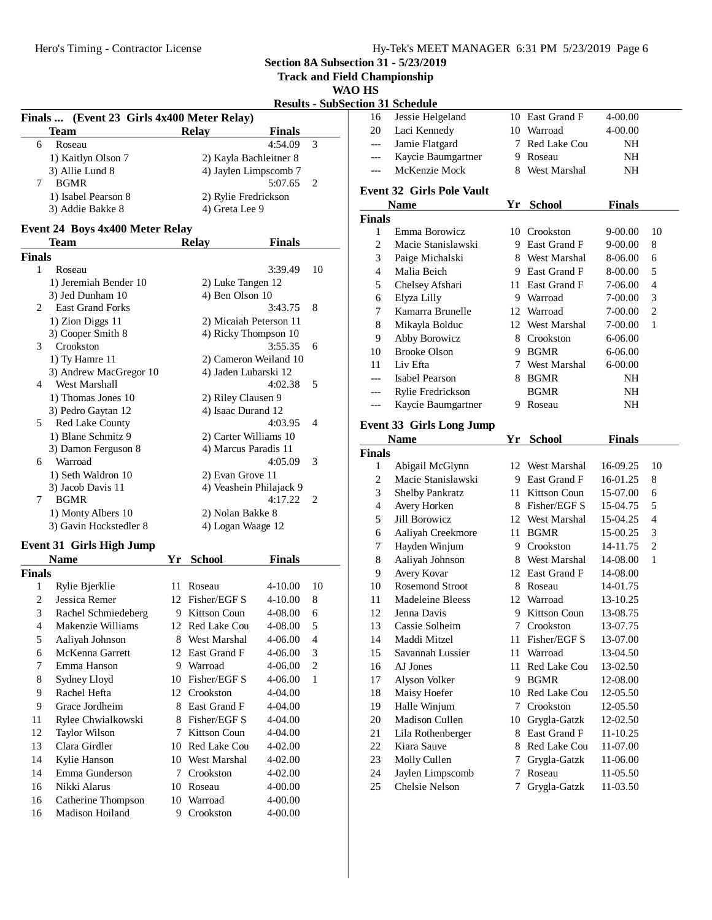## Section 8A Subsection 31 - 5/23/2019
### Track and Field Championship
### WAO HS
### Results - SubSection 31 Schedule

**Finals ... (Event 23 Girls 4x400 Meter Relay)**

| | Team | Relay | Finals | |
|---|---|---|---|---|
| 6 | Roseau | | 4:54.09 | 3 |
| | 1) Kaitlyn Olson 7 | 2) Kayla Bachleitner 8 | | |
| | 3) Allie Lund 8 | 4) Jaylen Limpscomb 7 | | |
| 7 | BGMR | | 5:07.65 | 2 |
| | 1) Isabel Pearson 8 | 2) Rylie Fredrickson | | |
| | 3) Addie Bakke 8 | 4) Greta Lee 9 | | |

**Event 24 Boys 4x400 Meter Relay**

| | Team | Relay | Finals | |
|---|---|---|---|---|
| **Finals** | | | | |
| 1 | Roseau | | 3:39.49 | 10 |
| | 1) Jeremiah Bender 10 | 2) Luke Tangen 12 | | |
| | 3) Jed Dunham 10 | 4) Ben Olson 10 | | |
| 2 | East Grand Forks | | 3:43.75 | 8 |
| | 1) Zion Diggs 11 | 2) Micaiah Peterson 11 | | |
| | 3) Cooper Smith 8 | 4) Ricky Thompson 10 | | |
| 3 | Crookston | | 3:55.35 | 6 |
| | 1) Ty Hamre 11 | 2) Cameron Weiland 10 | | |
| | 3) Andrew MacGregor 10 | 4) Jaden Lubarski 12 | | |
| 4 | West Marshall | | 4:02.38 | 5 |
| | 1) Thomas Jones 10 | 2) Riley Clausen 9 | | |
| | 3) Pedro Gaytan 12 | 4) Isaac Durand 12 | | |
| 5 | Red Lake County | | 4:03.95 | 4 |
| | 1) Blane Schmitz 9 | 2) Carter Williams 10 | | |
| | 3) Damon Ferguson 8 | 4) Marcus Paradis 11 | | |
| 6 | Warroad | | 4:05.09 | 3 |
| | 1) Seth Waldron 10 | 2) Evan Grove 11 | | |
| | 3) Jacob Davis 11 | 4) Veashein Philajack 9 | | |
| 7 | BGMR | | 4:17.22 | 2 |
| | 1) Monty Albers 10 | 2) Nolan Bakke 8 | | |
| | 3) Gavin Hockstedler 8 | 4) Logan Waage 12 | | |

**Event 31 Girls High Jump**

| | Name | Yr | School | Finals | |
|---|---|---|---|---|---|
| **Finals** | | | | | |
| 1 | Rylie Bjerklie | 11 | Roseau | 4-10.00 | 10 |
| 2 | Jessica Remer | 12 | Fisher/EGF S | 4-10.00 | 8 |
| 3 | Rachel Schmiedeberg | 9 | Kittson Coun | 4-08.00 | 6 |
| 4 | Makenzie Williams | 12 | Red Lake Cou | 4-08.00 | 5 |
| 5 | Aaliyah Johnson | 8 | West Marshal | 4-06.00 | 4 |
| 6 | McKenna Garrett | 12 | East Grand F | 4-06.00 | 3 |
| 7 | Emma Hanson | 9 | Warroad | 4-06.00 | 2 |
| 8 | Sydney Lloyd | 10 | Fisher/EGF S | 4-06.00 | 1 |
| 9 | Rachel Hefta | 12 | Crookston | 4-04.00 | |
| 9 | Grace Jordheim | 8 | East Grand F | 4-04.00 | |
| 11 | Rylee Chwialkowski | 8 | Fisher/EGF S | 4-04.00 | |
| 12 | Taylor Wilson | 7 | Kittson Coun | 4-04.00 | |
| 13 | Clara Girdler | 10 | Red Lake Cou | 4-02.00 | |
| 14 | Kylie Hanson | 10 | West Marshal | 4-02.00 | |
| 14 | Emma Gunderson | 7 | Crookston | 4-02.00 | |
| 16 | Nikki Alarus | 10 | Roseau | 4-00.00 | |
| 16 | Catherine Thompson | 10 | Warroad | 4-00.00 | |
| 16 | Madison Hoiland | 9 | Crookston | 4-00.00 | |
| 16 | Jessie Helgeland | 10 | East Grand F | 4-00.00 | |
| 20 | Laci Kennedy | 10 | Warroad | 4-00.00 | |
| --- | Jamie Flatgard | 7 | Red Lake Cou | NH | |
| --- | Kaycie Baumgartner | 9 | Roseau | NH | |
| --- | McKenzie Mock | 8 | West Marshal | NH | |

**Event 32 Girls Pole Vault**

| | Name | Yr | School | Finals | |
|---|---|---|---|---|---|
| **Finals** | | | | | |
| 1 | Emma Borowicz | 10 | Crookston | 9-00.00 | 10 |
| 2 | Macie Stanislawski | 9 | East Grand F | 9-00.00 | 8 |
| 3 | Paige Michalski | 8 | West Marshal | 8-06.00 | 6 |
| 4 | Malia Beich | 9 | East Grand F | 8-00.00 | 5 |
| 5 | Chelsey Afshari | 11 | East Grand F | 7-06.00 | 4 |
| 6 | Elyza Lilly | 9 | Warroad | 7-00.00 | 3 |
| 7 | Kamarra Brunelle | 12 | Warroad | 7-00.00 | 2 |
| 8 | Mikayla Bolduc | 12 | West Marshal | 7-00.00 | 1 |
| 9 | Abby Borowicz | 8 | Crookston | 6-06.00 | |
| 10 | Brooke Olson | 9 | BGMR | 6-06.00 | |
| 11 | Liv Efta | 7 | West Marshal | 6-00.00 | |
| --- | Isabel Pearson | 8 | BGMR | NH | |
| --- | Rylie Fredrickson | | BGMR | NH | |
| --- | Kaycie Baumgartner | 9 | Roseau | NH | |

**Event 33 Girls Long Jump**

| | Name | Yr | School | Finals | |
|---|---|---|---|---|---|
| **Finals** | | | | | |
| 1 | Abigail McGlynn | 12 | West Marshal | 16-09.25 | 10 |
| 2 | Macie Stanislawski | 9 | East Grand F | 16-01.25 | 8 |
| 3 | Shelby Pankratz | 11 | Kittson Coun | 15-07.00 | 6 |
| 4 | Avery Horken | 8 | Fisher/EGF S | 15-04.75 | 5 |
| 5 | Jill Borowicz | 12 | West Marshal | 15-04.25 | 4 |
| 6 | Aaliyah Creekmore | 11 | BGMR | 15-00.25 | 3 |
| 7 | Hayden Winjum | 9 | Crookston | 14-11.75 | 2 |
| 8 | Aaliyah Johnson | 8 | West Marshal | 14-08.00 | 1 |
| 9 | Avery Kovar | 12 | East Grand F | 14-08.00 | |
| 10 | Rosemond Stroot | 8 | Roseau | 14-01.75 | |
| 11 | Madeleine Bleess | 12 | Warroad | 13-10.25 | |
| 12 | Jenna Davis | 9 | Kittson Coun | 13-08.75 | |
| 13 | Cassie Solheim | 7 | Crookston | 13-07.75 | |
| 14 | Maddi Mitzel | 11 | Fisher/EGF S | 13-07.00 | |
| 15 | Savannah Lussier | 11 | Warroad | 13-04.50 | |
| 16 | AJ Jones | 11 | Red Lake Cou | 13-02.50 | |
| 17 | Alyson Volker | 9 | BGMR | 12-08.00 | |
| 18 | Maisy Hoefer | 10 | Red Lake Cou | 12-05.50 | |
| 19 | Halle Winjum | 7 | Crookston | 12-05.50 | |
| 20 | Madison Cullen | 10 | Grygla-Gatzk | 12-02.50 | |
| 21 | Lila Rothenberger | 8 | East Grand F | 11-10.25 | |
| 22 | Kiara Sauve | 8 | Red Lake Cou | 11-07.00 | |
| 23 | Molly Cullen | 7 | Grygla-Gatzk | 11-06.00 | |
| 24 | Jaylen Limpscomb | 7 | Roseau | 11-05.50 | |
| 25 | Chelsie Nelson | 7 | Grygla-Gatzk | 11-03.50 | |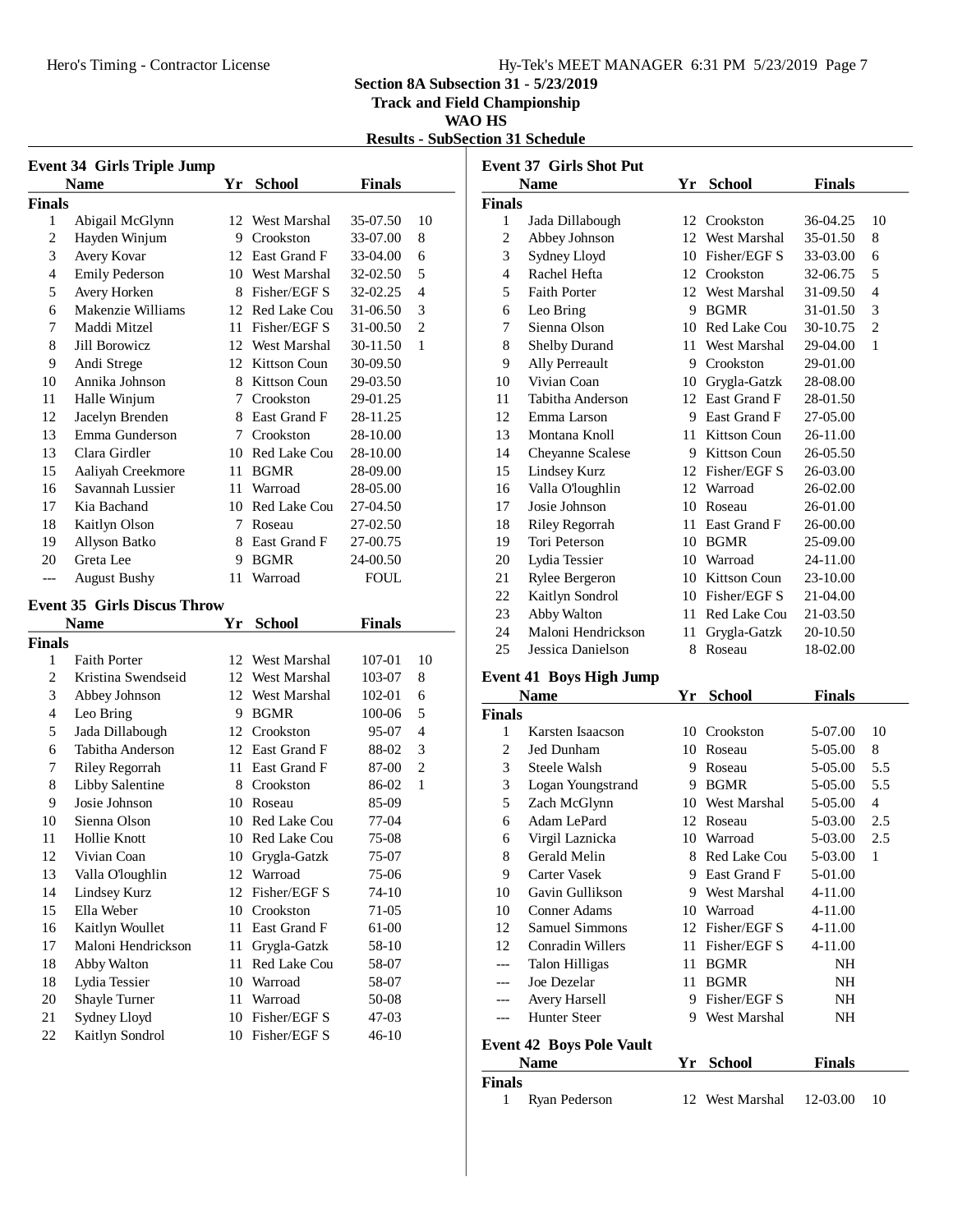# Section 8A Subsection 31 - 5/23/2019

## Track and Field Championship

## WAO HS

## Results - SubSection 31 Schedule

### Event 34 Girls Triple Jump

**Finals**

| | Name | Yr | School | Finals | |
|---|---|---|---|---|---|
| 1 | Abigail McGlynn | 12 | West Marshal | 35-07.50 | 10 |
| 2 | Hayden Winjum | 9 | Crookston | 33-07.00 | 8 |
| 3 | Avery Kovar | 12 | East Grand F | 33-04.00 | 6 |
| 4 | Emily Pederson | 10 | West Marshal | 32-02.50 | 5 |
| 5 | Avery Horken | 8 | Fisher/EGF S | 32-02.25 | 4 |
| 6 | Makenzie Williams | 12 | Red Lake Cou | 31-06.50 | 3 |
| 7 | Maddi Mitzel | 11 | Fisher/EGF S | 31-00.50 | 2 |
| 8 | Jill Borowicz | 12 | West Marshal | 30-11.50 | 1 |
| 9 | Andi Strege | 12 | Kittson Coun | 30-09.50 | |
| 10 | Annika Johnson | 8 | Kittson Coun | 29-03.50 | |
| 11 | Halle Winjum | 7 | Crookston | 29-01.25 | |
| 12 | Jacelyn Brenden | 8 | East Grand F | 28-11.25 | |
| 13 | Emma Gunderson | 7 | Crookston | 28-10.00 | |
| 13 | Clara Girdler | 10 | Red Lake Cou | 28-10.00 | |
| 15 | Aaliyah Creekmore | 11 | BGMR | 28-09.00 | |
| 16 | Savannah Lussier | 11 | Warroad | 28-05.00 | |
| 17 | Kia Bachand | 10 | Red Lake Cou | 27-04.50 | |
| 18 | Kaitlyn Olson | 7 | Roseau | 27-02.50 | |
| 19 | Allyson Batko | 8 | East Grand F | 27-00.75 | |
| 20 | Greta Lee | 9 | BGMR | 24-00.50 | |
| --- | August Bushy | 11 | Warroad | FOUL | |

### Event 35 Girls Discus Throw

**Finals**

| | Name | Yr | School | Finals | |
|---|---|---|---|---|---|
| 1 | Faith Porter | 12 | West Marshal | 107-01 | 10 |
| 2 | Kristina Swendseid | 12 | West Marshal | 103-07 | 8 |
| 3 | Abbey Johnson | 12 | West Marshal | 102-01 | 6 |
| 4 | Leo Bring | 9 | BGMR | 100-06 | 5 |
| 5 | Jada Dillabough | 12 | Crookston | 95-07 | 4 |
| 6 | Tabitha Anderson | 12 | East Grand F | 88-02 | 3 |
| 7 | Riley Regorrah | 11 | East Grand F | 87-00 | 2 |
| 8 | Libby Salentine | 8 | Crookston | 86-02 | 1 |
| 9 | Josie Johnson | 10 | Roseau | 85-09 | |
| 10 | Sienna Olson | 10 | Red Lake Cou | 77-04 | |
| 11 | Hollie Knott | 10 | Red Lake Cou | 75-08 | |
| 12 | Vivian Coan | 10 | Grygla-Gatzk | 75-07 | |
| 13 | Valla O'loughlin | 12 | Warroad | 75-06 | |
| 14 | Lindsey Kurz | 12 | Fisher/EGF S | 74-10 | |
| 15 | Ella Weber | 10 | Crookston | 71-05 | |
| 16 | Kaitlyn Woullet | 11 | East Grand F | 61-00 | |
| 17 | Maloni Hendrickson | 11 | Grygla-Gatzk | 58-10 | |
| 18 | Abby Walton | 11 | Red Lake Cou | 58-07 | |
| 18 | Lydia Tessier | 10 | Warroad | 58-07 | |
| 20 | Shayle Turner | 11 | Warroad | 50-08 | |
| 21 | Sydney Lloyd | 10 | Fisher/EGF S | 47-03 | |
| 22 | Kaitlyn Sondrol | 10 | Fisher/EGF S | 46-10 | |

### Event 37 Girls Shot Put

**Finals**

| | Name | Yr | School | Finals | |
|---|---|---|---|---|---|
| 1 | Jada Dillabough | 12 | Crookston | 36-04.25 | 10 |
| 2 | Abbey Johnson | 12 | West Marshal | 35-01.50 | 8 |
| 3 | Sydney Lloyd | 10 | Fisher/EGF S | 33-03.00 | 6 |
| 4 | Rachel Hefta | 12 | Crookston | 32-06.75 | 5 |
| 5 | Faith Porter | 12 | West Marshal | 31-09.50 | 4 |
| 6 | Leo Bring | 9 | BGMR | 31-01.50 | 3 |
| 7 | Sienna Olson | 10 | Red Lake Cou | 30-10.75 | 2 |
| 8 | Shelby Durand | 11 | West Marshal | 29-04.00 | 1 |
| 9 | Ally Perreault | 9 | Crookston | 29-01.00 | |
| 10 | Vivian Coan | 10 | Grygla-Gatzk | 28-08.00 | |
| 11 | Tabitha Anderson | 12 | East Grand F | 28-01.50 | |
| 12 | Emma Larson | 9 | East Grand F | 27-05.00 | |
| 13 | Montana Knoll | 11 | Kittson Coun | 26-11.00 | |
| 14 | Cheyanne Scalese | 9 | Kittson Coun | 26-05.50 | |
| 15 | Lindsey Kurz | 12 | Fisher/EGF S | 26-03.00 | |
| 16 | Valla O'loughlin | 12 | Warroad | 26-02.00 | |
| 17 | Josie Johnson | 10 | Roseau | 26-01.00 | |
| 18 | Riley Regorrah | 11 | East Grand F | 26-00.00 | |
| 19 | Tori Peterson | 10 | BGMR | 25-09.00 | |
| 20 | Lydia Tessier | 10 | Warroad | 24-11.00 | |
| 21 | Rylee Bergeron | 10 | Kittson Coun | 23-10.00 | |
| 22 | Kaitlyn Sondrol | 10 | Fisher/EGF S | 21-04.00 | |
| 23 | Abby Walton | 11 | Red Lake Cou | 21-03.50 | |
| 24 | Maloni Hendrickson | 11 | Grygla-Gatzk | 20-10.50 | |
| 25 | Jessica Danielson | 8 | Roseau | 18-02.00 | |

### Event 41 Boys High Jump

**Finals**

| | Name | Yr | School | Finals | |
|---|---|---|---|---|---|
| 1 | Karsten Isaacson | 10 | Crookston | 5-07.00 | 10 |
| 2 | Jed Dunham | 10 | Roseau | 5-05.00 | 8 |
| 3 | Steele Walsh | 9 | Roseau | 5-05.00 | 5.5 |
| 3 | Logan Youngstrand | 9 | BGMR | 5-05.00 | 5.5 |
| 5 | Zach McGlynn | 10 | West Marshal | 5-05.00 | 4 |
| 6 | Adam LePard | 12 | Roseau | 5-03.00 | 2.5 |
| 6 | Virgil Laznicka | 10 | Warroad | 5-03.00 | 2.5 |
| 8 | Gerald Melin | 8 | Red Lake Cou | 5-03.00 | 1 |
| 9 | Carter Vasek | 9 | East Grand F | 5-01.00 | |
| 10 | Gavin Gullikson | 9 | West Marshal | 4-11.00 | |
| 10 | Conner Adams | 10 | Warroad | 4-11.00 | |
| 12 | Samuel Simmons | 12 | Fisher/EGF S | 4-11.00 | |
| 12 | Conradin Willers | 11 | Fisher/EGF S | 4-11.00 | |
| --- | Talon Hilligas | 11 | BGMR | NH | |
| --- | Joe Dezelar | 11 | BGMR | NH | |
| --- | Avery Harsell | 9 | Fisher/EGF S | NH | |
| --- | Hunter Steer | 9 | West Marshal | NH | |

### Event 42 Boys Pole Vault

**Finals**

| | Name | Yr | School | Finals | |
|---|---|---|---|---|---|
| 1 | Ryan Pederson | 12 | West Marshal | 12-03.00 | 10 |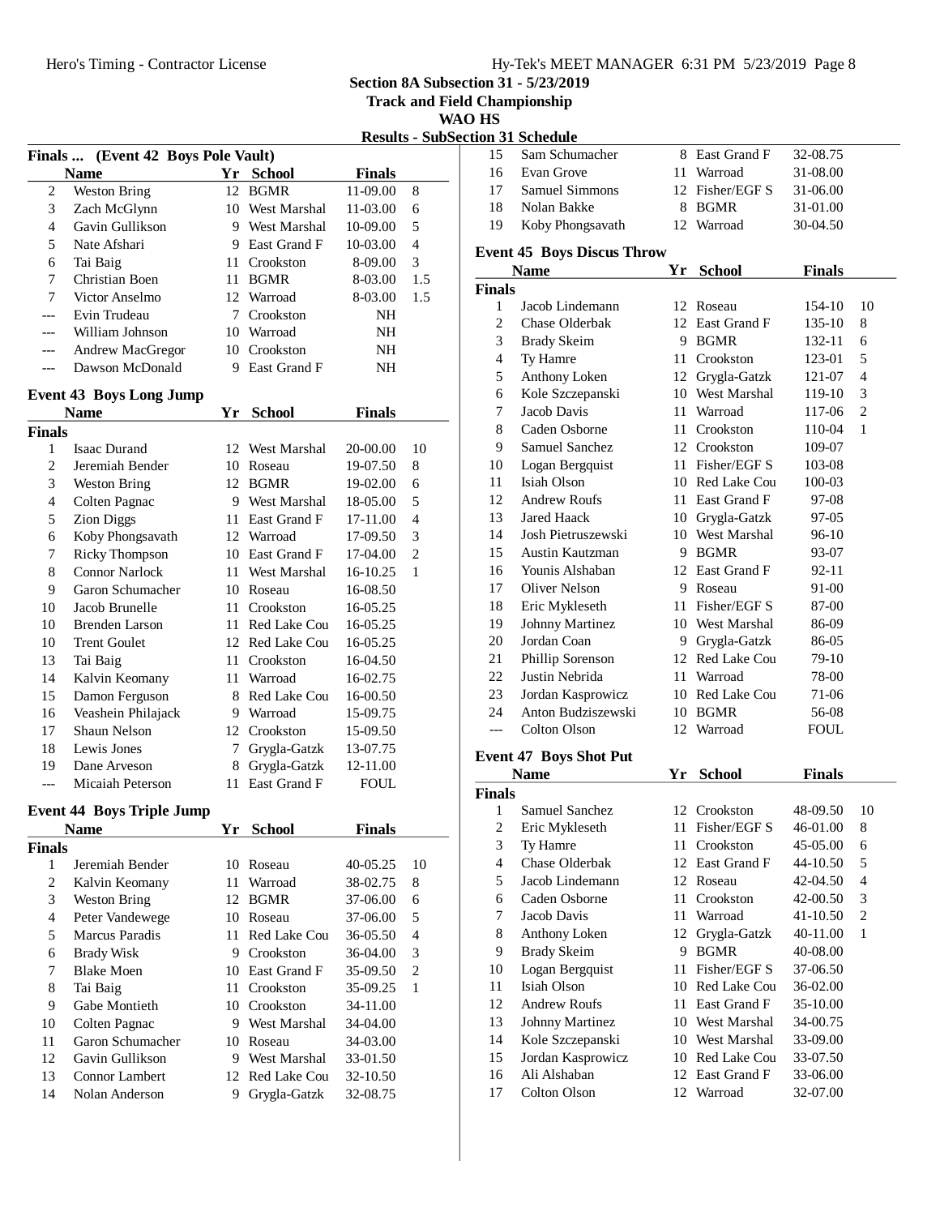# Section 8A Subsection 31 - 5/23/2019

## Track and Field Championship

### WAO HS

### Results - SubSection 31 Schedule

**Finals ... (Event 42 Boys Pole Vault)**

| | Name | Yr | School | Finals | |
|---|---|---|---|---|---|
| 2 | Weston Bring | 12 | BGMR | 11-09.00 | 8 |
| 3 | Zach McGlynn | 10 | West Marshal | 11-03.00 | 6 |
| 4 | Gavin Gullikson | 9 | West Marshal | 10-09.00 | 5 |
| 5 | Nate Afshari | 9 | East Grand F | 10-03.00 | 4 |
| 6 | Tai Baig | 11 | Crookston | 8-09.00 | 3 |
| 7 | Christian Boen | 11 | BGMR | 8-03.00 | 1.5 |
| 7 | Victor Anselmo | 12 | Warroad | 8-03.00 | 1.5 |
| --- | Evin Trudeau | 7 | Crookston | NH | |
| --- | William Johnson | 10 | Warroad | NH | |
| --- | Andrew MacGregor | 10 | Crookston | NH | |
| --- | Dawson McDonald | 9 | East Grand F | NH | |

**Event 43 Boys Long Jump**

| | Name | Yr | School | Finals | |
|---|---|---|---|---|---|
| **Finals** | | | | | |
| 1 | Isaac Durand | 12 | West Marshal | 20-00.00 | 10 |
| 2 | Jeremiah Bender | 10 | Roseau | 19-07.50 | 8 |
| 3 | Weston Bring | 12 | BGMR | 19-02.00 | 6 |
| 4 | Colten Pagnac | 9 | West Marshal | 18-05.00 | 5 |
| 5 | Zion Diggs | 11 | East Grand F | 17-11.00 | 4 |
| 6 | Koby Phongsavath | 12 | Warroad | 17-09.50 | 3 |
| 7 | Ricky Thompson | 10 | East Grand F | 17-04.00 | 2 |
| 8 | Connor Narlock | 11 | West Marshal | 16-10.25 | 1 |
| 9 | Garon Schumacher | 10 | Roseau | 16-08.50 | |
| 10 | Jacob Brunelle | 11 | Crookston | 16-05.25 | |
| 10 | Brenden Larson | 11 | Red Lake Cou | 16-05.25 | |
| 10 | Trent Goulet | 12 | Red Lake Cou | 16-05.25 | |
| 13 | Tai Baig | 11 | Crookston | 16-04.50 | |
| 14 | Kalvin Keomany | 11 | Warroad | 16-02.75 | |
| 15 | Damon Ferguson | 8 | Red Lake Cou | 16-00.50 | |
| 16 | Veashein Philajack | 9 | Warroad | 15-09.75 | |
| 17 | Shaun Nelson | 12 | Crookston | 15-09.50 | |
| 18 | Lewis Jones | 7 | Grygla-Gatzk | 13-07.75 | |
| 19 | Dane Arveson | 8 | Grygla-Gatzk | 12-11.00 | |
| --- | Micaiah Peterson | 11 | East Grand F | FOUL | |

**Event 44 Boys Triple Jump**

| | Name | Yr | School | Finals | |
|---|---|---|---|---|---|
| **Finals** | | | | | |
| 1 | Jeremiah Bender | 10 | Roseau | 40-05.25 | 10 |
| 2 | Kalvin Keomany | 11 | Warroad | 38-02.75 | 8 |
| 3 | Weston Bring | 12 | BGMR | 37-06.00 | 6 |
| 4 | Peter Vandewege | 10 | Roseau | 37-06.00 | 5 |
| 5 | Marcus Paradis | 11 | Red Lake Cou | 36-05.50 | 4 |
| 6 | Brady Wisk | 9 | Crookston | 36-04.00 | 3 |
| 7 | Blake Moen | 10 | East Grand F | 35-09.50 | 2 |
| 8 | Tai Baig | 11 | Crookston | 35-09.25 | 1 |
| 9 | Gabe Montieth | 10 | Crookston | 34-11.00 | |
| 10 | Colten Pagnac | 9 | West Marshal | 34-04.00 | |
| 11 | Garon Schumacher | 10 | Roseau | 34-03.00 | |
| 12 | Gavin Gullikson | 9 | West Marshal | 33-01.50 | |
| 13 | Connor Lambert | 12 | Red Lake Cou | 32-10.50 | |
| 14 | Nolan Anderson | 9 | Grygla-Gatzk | 32-08.75 | |
| 15 | Sam Schumacher | 8 | East Grand F | 32-08.75 | |
| 16 | Evan Grove | 11 | Warroad | 31-08.00 | |
| 17 | Samuel Simmons | 12 | Fisher/EGF S | 31-06.00 | |
| 18 | Nolan Bakke | 8 | BGMR | 31-01.00 | |
| 19 | Koby Phongsavath | 12 | Warroad | 30-04.50 | |

**Event 45 Boys Discus Throw**

| | Name | Yr | School | Finals | |
|---|---|---|---|---|---|
| **Finals** | | | | | |
| 1 | Jacob Lindemann | 12 | Roseau | 154-10 | 10 |
| 2 | Chase Olderbak | 12 | East Grand F | 135-10 | 8 |
| 3 | Brady Skeim | 9 | BGMR | 132-11 | 6 |
| 4 | Ty Hamre | 11 | Crookston | 123-01 | 5 |
| 5 | Anthony Loken | 12 | Grygla-Gatzk | 121-07 | 4 |
| 6 | Kole Szczepanski | 10 | West Marshal | 119-10 | 3 |
| 7 | Jacob Davis | 11 | Warroad | 117-06 | 2 |
| 8 | Caden Osborne | 11 | Crookston | 110-04 | 1 |
| 9 | Samuel Sanchez | 12 | Crookston | 109-07 | |
| 10 | Logan Bergquist | 11 | Fisher/EGF S | 103-08 | |
| 11 | Isiah Olson | 10 | Red Lake Cou | 100-03 | |
| 12 | Andrew Roufs | 11 | East Grand F | 97-08 | |
| 13 | Jared Haack | 10 | Grygla-Gatzk | 97-05 | |
| 14 | Josh Pietruszewski | 10 | West Marshal | 96-10 | |
| 15 | Austin Kautzman | 9 | BGMR | 93-07 | |
| 16 | Younis Alshaban | 12 | East Grand F | 92-11 | |
| 17 | Oliver Nelson | 9 | Roseau | 91-00 | |
| 18 | Eric Mykleseth | 11 | Fisher/EGF S | 87-00 | |
| 19 | Johnny Martinez | 10 | West Marshal | 86-09 | |
| 20 | Jordan Coan | 9 | Grygla-Gatzk | 86-05 | |
| 21 | Phillip Sorenson | 12 | Red Lake Cou | 79-10 | |
| 22 | Justin Nebrida | 11 | Warroad | 78-00 | |
| 23 | Jordan Kasprowicz | 10 | Red Lake Cou | 71-06 | |
| 24 | Anton Budziszewski | 10 | BGMR | 56-08 | |
| --- | Colton Olson | 12 | Warroad | FOUL | |

**Event 47 Boys Shot Put**

| | Name | Yr | School | Finals | |
|---|---|---|---|---|---|
| **Finals** | | | | | |
| 1 | Samuel Sanchez | 12 | Crookston | 48-09.50 | 10 |
| 2 | Eric Mykleseth | 11 | Fisher/EGF S | 46-01.00 | 8 |
| 3 | Ty Hamre | 11 | Crookston | 45-05.00 | 6 |
| 4 | Chase Olderbak | 12 | East Grand F | 44-10.50 | 5 |
| 5 | Jacob Lindemann | 12 | Roseau | 42-04.50 | 4 |
| 6 | Caden Osborne | 11 | Crookston | 42-00.50 | 3 |
| 7 | Jacob Davis | 11 | Warroad | 41-10.50 | 2 |
| 8 | Anthony Loken | 12 | Grygla-Gatzk | 40-11.00 | 1 |
| 9 | Brady Skeim | 9 | BGMR | 40-08.00 | |
| 10 | Logan Bergquist | 11 | Fisher/EGF S | 37-06.50 | |
| 11 | Isiah Olson | 10 | Red Lake Cou | 36-02.00 | |
| 12 | Andrew Roufs | 11 | East Grand F | 35-10.00 | |
| 13 | Johnny Martinez | 10 | West Marshal | 34-00.75 | |
| 14 | Kole Szczepanski | 10 | West Marshal | 33-09.00 | |
| 15 | Jordan Kasprowicz | 10 | Red Lake Cou | 33-07.50 | |
| 16 | Ali Alshaban | 12 | East Grand F | 33-06.00 | |
| 17 | Colton Olson | 12 | Warroad | 32-07.00 | |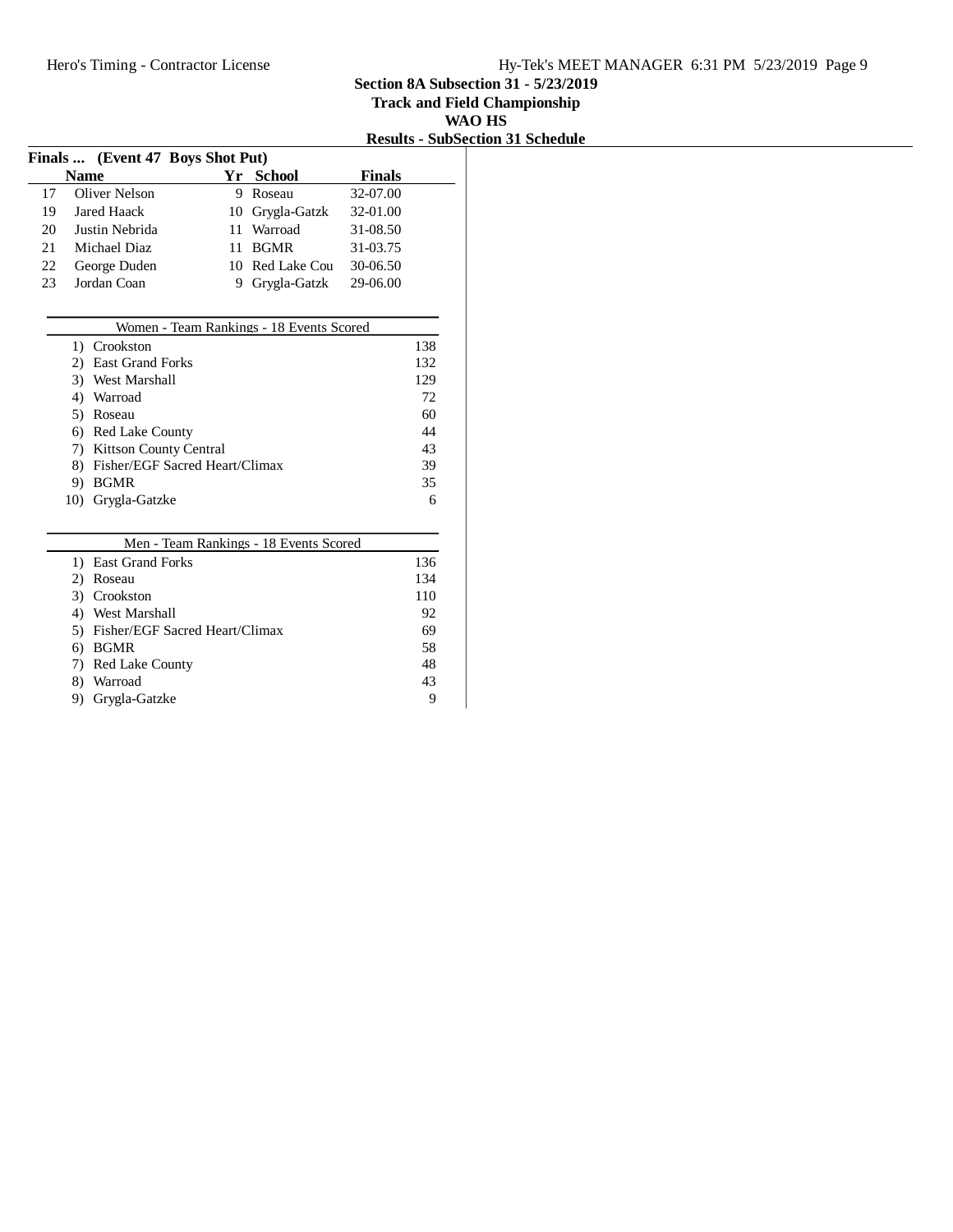**Section 8A Subsection 31 - 5/23/2019**

**Track and Field Championship**

**WAO HS**

**Results - SubSection 31 Schedule**

**Finals ... (Event 47 Boys Shot Put)**

| | Name | Yr | School | Finals |
|---|---|---|---|---|
| 17 | Oliver Nelson | 9 | Roseau | 32-07.00 |
| 19 | Jared Haack | 10 | Grygla-Gatzk | 32-01.00 |
| 20 | Justin Nebrida | 11 | Warroad | 31-08.50 |
| 21 | Michael Diaz | 11 | BGMR | 31-03.75 |
| 22 | George Duden | 10 | Red Lake Cou | 30-06.50 |
| 23 | Jordan Coan | 9 | Grygla-Gatzk | 29-06.00 |

**Women - Team Rankings - 18 Events Scored**

| | | |
|---|---|---|
| 1) | Crookston | 138 |
| 2) | East Grand Forks | 132 |
| 3) | West Marshall | 129 |
| 4) | Warroad | 72 |
| 5) | Roseau | 60 |
| 6) | Red Lake County | 44 |
| 7) | Kittson County Central | 43 |
| 8) | Fisher/EGF Sacred Heart/Climax | 39 |
| 9) | BGMR | 35 |
| 10) | Grygla-Gatzke | 6 |

**Men - Team Rankings - 18 Events Scored**

| | | |
|---|---|---|
| 1) | East Grand Forks | 136 |
| 2) | Roseau | 134 |
| 3) | Crookston | 110 |
| 4) | West Marshall | 92 |
| 5) | Fisher/EGF Sacred Heart/Climax | 69 |
| 6) | BGMR | 58 |
| 7) | Red Lake County | 48 |
| 8) | Warroad | 43 |
| 9) | Grygla-Gatzke | 9 |